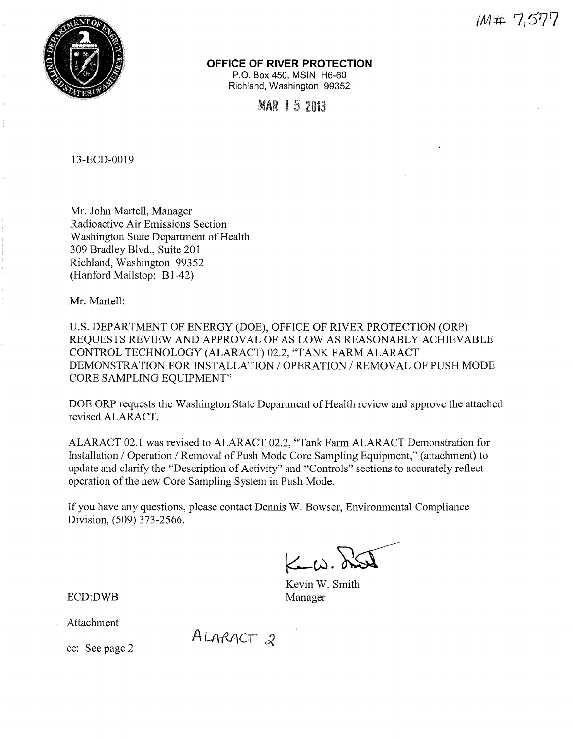IM# 7,577

**OFFICE OF RIVER PROTECTION**
P.O. Box 450, MSIN H6-60
Richland, Washington 99352

MAR 15 2013

13-ECD-0019

Mr. John Martell, Manager
Radioactive Air Emissions Section
Washington State Department of Health
309 Bradley Blvd., Suite 201
Richland, Washington 99352
(Hanford Mailstop: B1-42)

Mr. Martell:

U.S. DEPARTMENT OF ENERGY (DOE), OFFICE OF RIVER PROTECTION (ORP) REQUESTS REVIEW AND APPROVAL OF AS LOW AS REASONABLY ACHIEVABLE CONTROL TECHNOLOGY (ALARACT) 02.2, "TANK FARM ALARACT DEMONSTRATION FOR INSTALLATION / OPERATION / REMOVAL OF PUSH MODE CORE SAMPLING EQUIPMENT"

DOE ORP requests the Washington State Department of Health review and approve the attached revised ALARACT.

ALARACT 02.1 was revised to ALARACT 02.2, "Tank Farm ALARACT Demonstration for Installation / Operation / Removal of Push Mode Core Sampling Equipment," (attachment) to update and clarify the "Description of Activity" and "Controls" sections to accurately reflect operation of the new Core Sampling System in Push Mode.

If you have any questions, please contact Dennis W. Bowser, Environmental Compliance Division, (509) 373-2566.

Kevin W. Smith
Manager

ECD:DWB

Attachment

cc: See page 2

ALARACT 2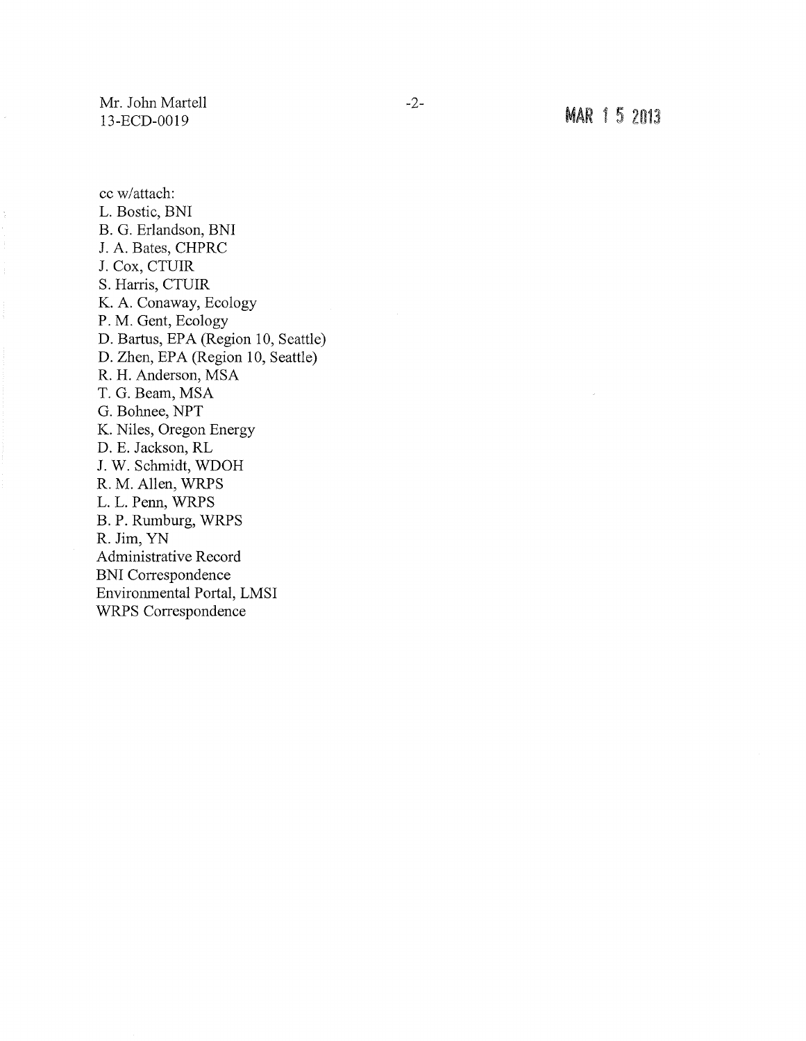cc w/attach:
L. Bostic, BNI
B. G. Erlandson, BNI
J. A. Bates, CHPRC
J. Cox, CTUIR
S. Harris, CTUIR
K. A. Conaway, Ecology
P. M. Gent, Ecology
D. Bartus, EPA (Region 10, Seattle)
D. Zhen, EPA (Region 10, Seattle)
R. H. Anderson, MSA
T. G. Beam, MSA
G. Bohnee, NPT
K. Niles, Oregon Energy
D. E. Jackson, RL
J. W. Schmidt, WDOH
R. M. Allen, WRPS
L. L. Penn, WRPS
B. P. Rumburg, WRPS
R. Jim, YN
Administrative Record
BNI Correspondence
Environmental Portal, LMSI
WRPS Correspondence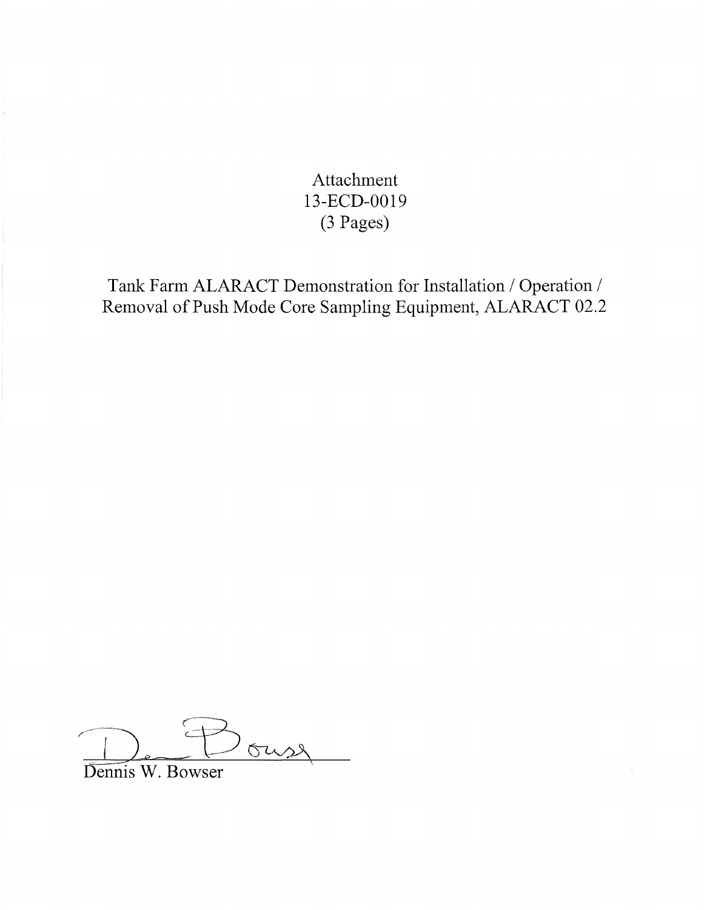Attachment
13-ECD-0019
(3 Pages)

Tank Farm ALARACT Demonstration for Installation / Operation / Removal of Push Mode Core Sampling Equipment, ALARACT 02.2

Dennis W. Bowser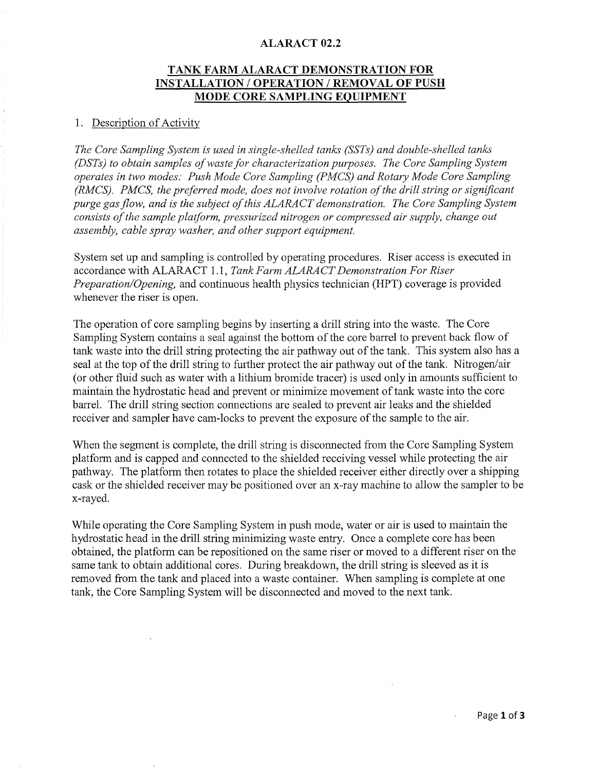## ALARACT 02.2

## TANK FARM ALARACT DEMONSTRATION FOR INSTALLATION / OPERATION / REMOVAL OF PUSH MODE CORE SAMPLING EQUIPMENT

1. Description of Activity

*The Core Sampling System is used in single-shelled tanks (SSTs) and double-shelled tanks (DSTs) to obtain samples of waste for characterization purposes. The Core Sampling System operates in two modes: Push Mode Core Sampling (PMCS) and Rotary Mode Core Sampling (RMCS). PMCS, the preferred mode, does not involve rotation of the drill string or significant purge gas flow, and is the subject of this ALARACT demonstration. The Core Sampling System consists of the sample platform, pressurized nitrogen or compressed air supply, change out assembly, cable spray washer, and other support equipment.*

System set up and sampling is controlled by operating procedures. Riser access is executed in accordance with ALARACT 1.1, *Tank Farm ALARACT Demonstration For Riser Preparation/Opening,* and continuous health physics technician (HPT) coverage is provided whenever the riser is open.

The operation of core sampling begins by inserting a drill string into the waste. The Core Sampling System contains a seal against the bottom of the core barrel to prevent back flow of tank waste into the drill string protecting the air pathway out of the tank. This system also has a seal at the top of the drill string to further protect the air pathway out of the tank. Nitrogen/air (or other fluid such as water with a lithium bromide tracer) is used only in amounts sufficient to maintain the hydrostatic head and prevent or minimize movement of tank waste into the core barrel. The drill string section connections are sealed to prevent air leaks and the shielded receiver and sampler have cam-locks to prevent the exposure of the sample to the air.

When the segment is complete, the drill string is disconnected from the Core Sampling System platform and is capped and connected to the shielded receiving vessel while protecting the air pathway. The platform then rotates to place the shielded receiver either directly over a shipping cask or the shielded receiver may be positioned over an x-ray machine to allow the sampler to be x-rayed.

While operating the Core Sampling System in push mode, water or air is used to maintain the hydrostatic head in the drill string minimizing waste entry. Once a complete core has been obtained, the platform can be repositioned on the same riser or moved to a different riser on the same tank to obtain additional cores. During breakdown, the drill string is sleeved as it is removed from the tank and placed into a waste container. When sampling is complete at one tank, the Core Sampling System will be disconnected and moved to the next tank.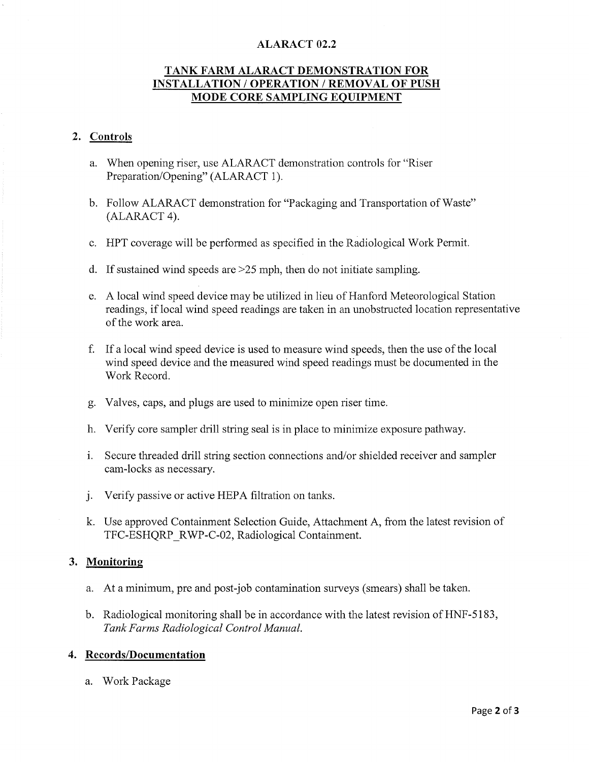**ALARACT 02.2**

**TANK FARM ALARACT DEMONSTRATION FOR INSTALLATION / OPERATION / REMOVAL OF PUSH MODE CORE SAMPLING EQUIPMENT**

## 2. Controls

a. When opening riser, use ALARACT demonstration controls for "Riser Preparation/Opening" (ALARACT 1).

b. Follow ALARACT demonstration for "Packaging and Transportation of Waste" (ALARACT 4).

c. HPT coverage will be performed as specified in the Radiological Work Permit.

d. If sustained wind speeds are >25 mph, then do not initiate sampling.

e. A local wind speed device may be utilized in lieu of Hanford Meteorological Station readings, if local wind speed readings are taken in an unobstructed location representative of the work area.

f. If a local wind speed device is used to measure wind speeds, then the use of the local wind speed device and the measured wind speed readings must be documented in the Work Record.

g. Valves, caps, and plugs are used to minimize open riser time.

h. Verify core sampler drill string seal is in place to minimize exposure pathway.

i. Secure threaded drill string section connections and/or shielded receiver and sampler cam-locks as necessary.

j. Verify passive or active HEPA filtration on tanks.

k. Use approved Containment Selection Guide, Attachment A, from the latest revision of TFC-ESHQRP_RWP-C-02, Radiological Containment.

## 3. Monitoring

a. At a minimum, pre and post-job contamination surveys (smears) shall be taken.

b. Radiological monitoring shall be in accordance with the latest revision of HNF-5183, *Tank Farms Radiological Control Manual.*

## 4. Records/Documentation

a. Work Package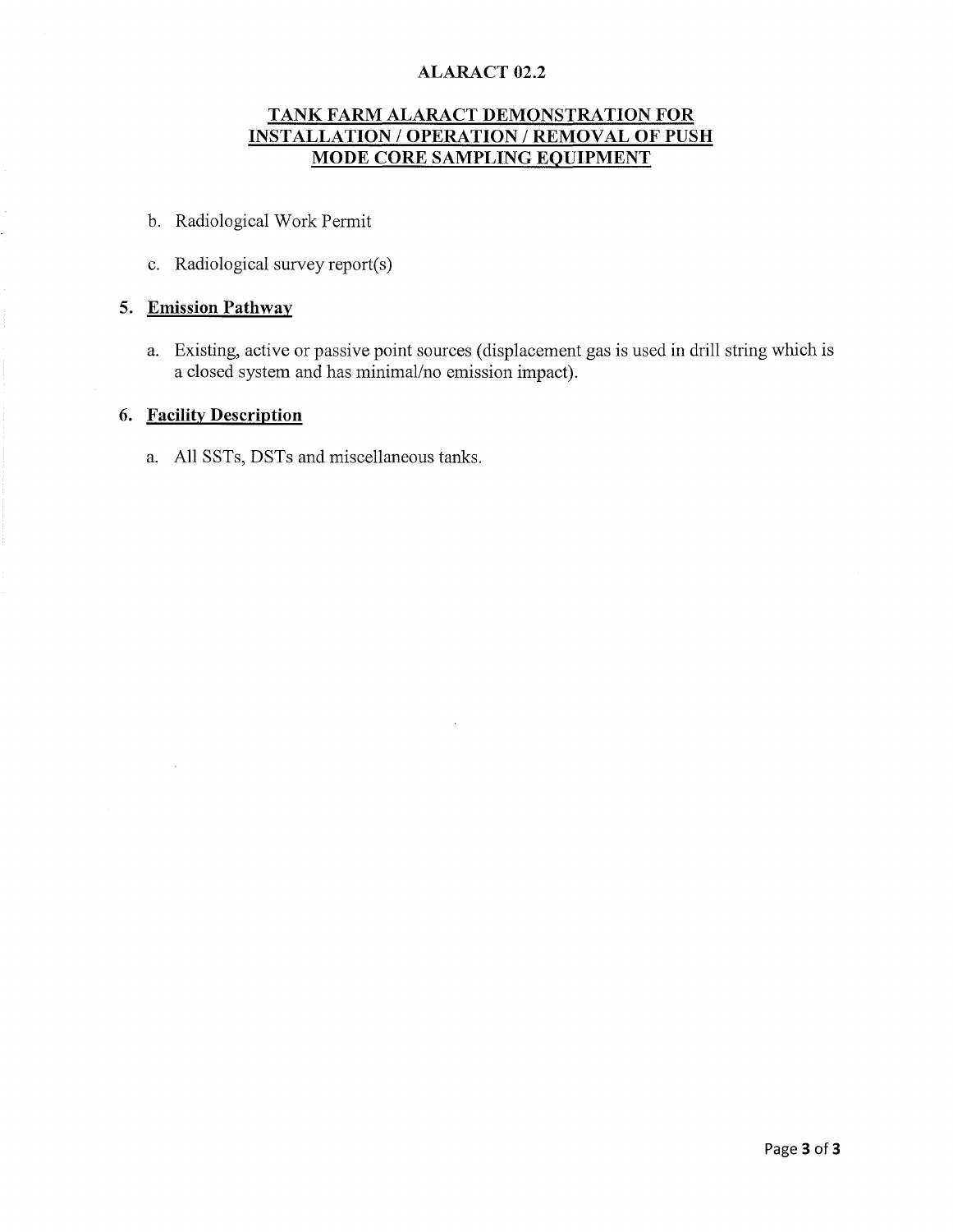b. Radiological Work Permit

c. Radiological survey report(s)

**5. Emission Pathway**

a. Existing, active or passive point sources (displacement gas is used in drill string which is a closed system and has minimal/no emission impact).

**6. Facility Description**

a. All SSTs, DSTs and miscellaneous tanks.